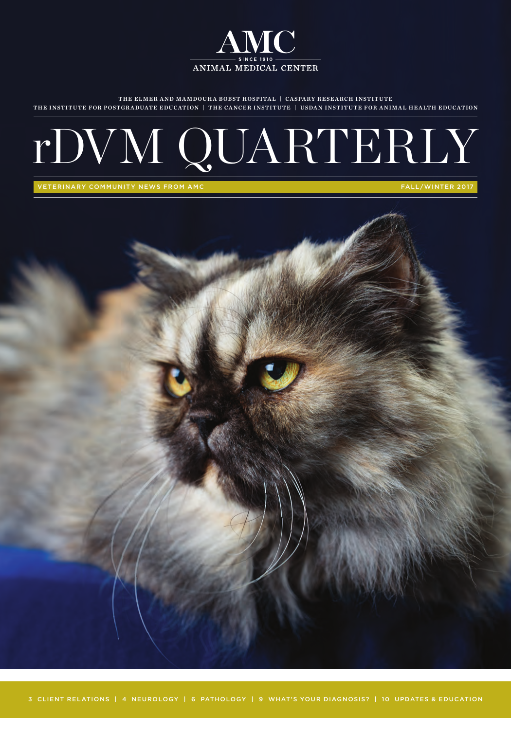# AMC

SINCE 1910

ANIMAL MEDICAL CENTER

THE ELMER AND MAMDOUHA BOBST HOSPITAL | CASPARY RESEARCH INSTITUTE
THE INSTITUTE FOR POSTGRADUATE EDUCATION | THE CANCER INSTITUTE | USDAN INSTITUTE FOR ANIMAL HEALTH EDUCATION

# rDVM QUARTERLY

VETERINARY COMMUNITY NEWS FROM AMC

FALL/WINTER 2017

3 CLIENT RELATIONS | 4 NEUROLOGY | 6 PATHOLOGY | 9 WHAT'S YOUR DIAGNOSIS? | 10 UPDATES & EDUCATION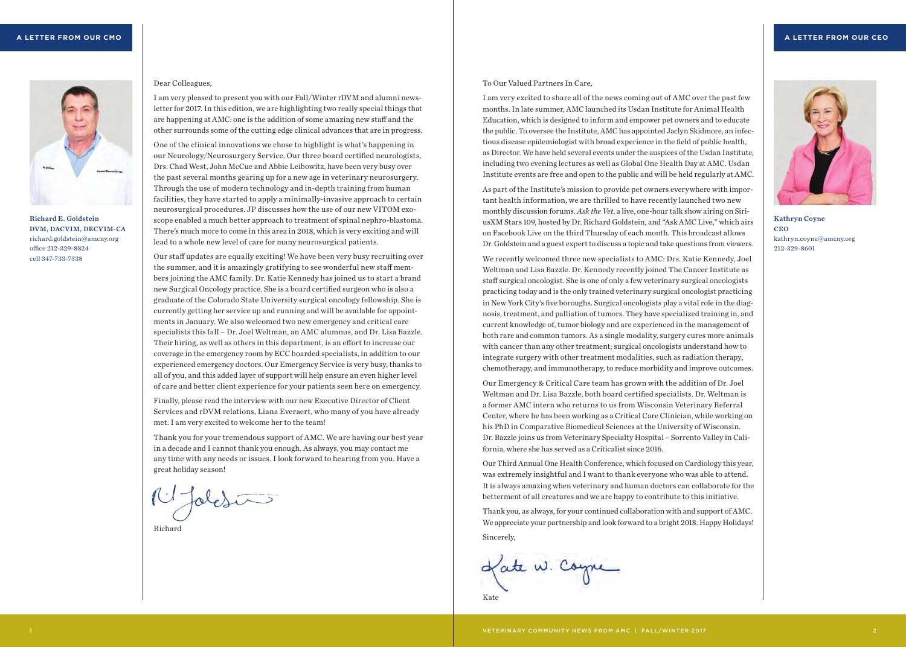## A LETTER FROM OUR CMO

Richard E. Goldstein
DVM, DACVIM, DECVIM-CA
richard.goldstein@amcny.org
office 212-329-8824
cell 347-733-7338

Dear Colleagues,

I am very pleased to present you with our Fall/Winter rDVM and alumni newsletter for 2017. In this edition, we are highlighting two really special things that are happening at AMC: one is the addition of some amazing new staff and the other surrounds some of the cutting edge clinical advances that are in progress.

One of the clinical innovations we chose to highlight is what's happening in our Neurology/Neurosurgery Service. Our three board certified neurologists, Drs. Chad West, John McCue and Abbie Leibowitz, have been very busy over the past several months gearing up for a new age in veterinary neurosurgery. Through the use of modern technology and in-depth training from human facilities, they have started to apply a minimally-invasive approach to certain neurosurgical procedures. JP discusses how the use of our new VITOM exoscope enabled a much better approach to treatment of spinal nephro-blastoma. There's much more to come in this area in 2018, which is very exciting and will lead to a whole new level of care for many neurosurgical patients.

Our staff updates are equally exciting! We have been very busy recruiting over the summer, and it is amazingly gratifying to see wonderful new staff members joining the AMC family. Dr. Katie Kennedy has joined us to start a brand new Surgical Oncology practice. She is a board certified surgeon who is also a graduate of the Colorado State University surgical oncology fellowship. She is currently getting her service up and running and will be available for appointments in January. We also welcomed two new emergency and critical care specialists this fall – Dr. Joel Weltman, an AMC alumnus, and Dr. Lisa Bazzle. Their hiring, as well as others in this department, is an effort to increase our coverage in the emergency room by ECC boarded specialists, in addition to our experienced emergency doctors. Our Emergency Service is very busy, thanks to all of you, and this added layer of support will help ensure an even higher level of care and better client experience for your patients seen here on emergency.

Finally, please read the interview with our new Executive Director of Client Services and rDVM relations, Liana Everaert, who many of you have already met. I am very excited to welcome her to the team!

Thank you for your tremendous support of AMC. We are having our best year in a decade and I cannot thank you enough. As always, you may contact me any time with any needs or issues. I look forward to hearing from you. Have a great holiday season!

Richard

## A LETTER FROM OUR CEO

Kathryn Coyne
CEO
kathryn.coyne@amcny.org
212-329-8601

To Our Valued Partners In Care,

I am very excited to share all of the news coming out of AMC over the past few months. In late summer, AMC launched its Usdan Institute for Animal Health Education, which is designed to inform and empower pet owners and to educate the public. To oversee the Institute, AMC has appointed Jaclyn Skidmore, an infectious disease epidemiologist with broad experience in the field of public health, as Director. We have held several events under the auspices of the Usdan Institute, including two evening lectures as well as Global One Health Day at AMC. Usdan Institute events are free and open to the public and will be held regularly at AMC.

As part of the Institute's mission to provide pet owners everywhere with important health information, we are thrilled to have recently launched two new monthly discussion forums. *Ask the Vet*, a live, one-hour talk show airing on SiriusXM Stars 109, hosted by Dr. Richard Goldstein, and "Ask AMC Live," which airs on Facebook Live on the third Thursday of each month. This broadcast allows Dr. Goldstein and a guest expert to discuss a topic and take questions from viewers.

We recently welcomed three new specialists to AMC: Drs. Katie Kennedy, Joel Weltman and Lisa Bazzle. Dr. Kennedy recently joined The Cancer Institute as staff surgical oncologist. She is one of only a few veterinary surgical oncologists practicing today and is the only trained veterinary surgical oncologist practicing in New York City's five boroughs. Surgical oncologists play a vital role in the diagnosis, treatment, and palliation of tumors. They have specialized training in, and current knowledge of, tumor biology and are experienced in the management of both rare and common tumors. As a single modality, surgery cures more animals with cancer than any other treatment; surgical oncologists understand how to integrate surgery with other treatment modalities, such as radiation therapy, chemotherapy, and immunotherapy, to reduce morbidity and improve outcomes.

Our Emergency & Critical Care team has grown with the addition of Dr. Joel Weltman and Dr. Lisa Bazzle, both board certified specialists. Dr. Weltman is a former AMC intern who returns to us from Wisconsin Veterinary Referral Center, where he has been working as a Critical Care Clinician, while working on his PhD in Comparative Biomedical Sciences at the University of Wisconsin. Dr. Bazzle joins us from Veterinary Specialty Hospital – Sorrento Valley in California, where she has served as a Criticalist since 2016.

Our Third Annual One Health Conference, which focused on Cardiology this year, was extremely insightful and I want to thank everyone who was able to attend. It is always amazing when veterinary and human doctors can collaborate for the betterment of all creatures and we are happy to contribute to this initiative.

Thank you, as always, for your continued collaboration with and support of AMC. We appreciate your partnership and look forward to a bright 2018. Happy Holidays!

Sincerely,

Kate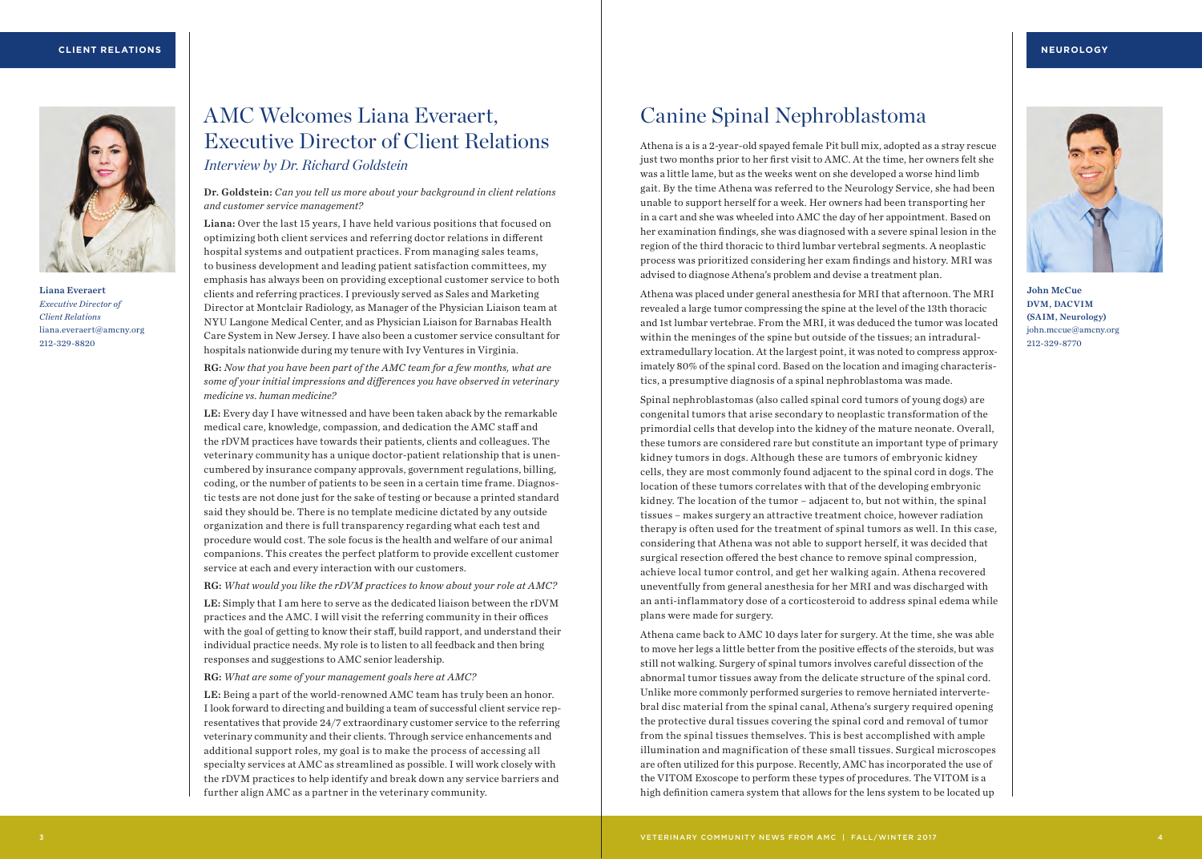## AMC Welcomes Liana Everaert, Executive Director of Client Relations

*Interview by Dr. Richard Goldstein*

**Liana Everaert**
*Executive Director of Client Relations*
liana.everaert@amcny.org
212-329-8820

**Dr. Goldstein:** *Can you tell us more about your background in client relations and customer service management?*

**Liana:** Over the last 15 years, I have held various positions that focused on optimizing both client services and referring doctor relations in different hospital systems and outpatient practices. From managing sales teams, to business development and leading patient satisfaction committees, my emphasis has always been on providing exceptional customer service to both clients and referring practices. I previously served as Sales and Marketing Director at Montclair Radiology, as Manager of the Physician Liaison team at NYU Langone Medical Center, and as Physician Liaison for Barnabas Health Care System in New Jersey. I have also been a customer service consultant for hospitals nationwide during my tenure with Ivy Ventures in Virginia.

**RG:** *Now that you have been part of the AMC team for a few months, what are some of your initial impressions and differences you have observed in veterinary medicine vs. human medicine?*

**LE:** Every day I have witnessed and have been taken aback by the remarkable medical care, knowledge, compassion, and dedication the AMC staff and the rDVM practices have towards their patients, clients and colleagues. The veterinary community has a unique doctor-patient relationship that is unencumbered by insurance company approvals, government regulations, billing, coding, or the number of patients to be seen in a certain time frame. Diagnostic tests are not done just for the sake of testing or because a printed standard said they should be. There is no template medicine dictated by any outside organization and there is full transparency regarding what each test and procedure would cost. The sole focus is the health and welfare of our animal companions. This creates the perfect platform to provide excellent customer service at each and every interaction with our customers.

**RG:** *What would you like the rDVM practices to know about your role at AMC?*

**LE:** Simply that I am here to serve as the dedicated liaison between the rDVM practices and the AMC. I will visit the referring community in their offices with the goal of getting to know their staff, build rapport, and understand their individual practice needs. My role is to listen to all feedback and then bring responses and suggestions to AMC senior leadership.

**RG:** *What are some of your management goals here at AMC?*

**LE:** Being a part of the world-renowned AMC team has truly been an honor. I look forward to directing and building a team of successful client service representatives that provide 24/7 extraordinary customer service to the referring veterinary community and their clients. Through service enhancements and additional support roles, my goal is to make the process of accessing all specialty services at AMC as streamlined as possible. I will work closely with the rDVM practices to help identify and break down any service barriers and further align AMC as a partner in the veterinary community.

## Canine Spinal Nephroblastoma

**John McCue**
**DVM, DACVIM (SAIM, Neurology)**
john.mccue@amcny.org
212-329-8770

Athena is a is a 2-year-old spayed female Pit bull mix, adopted as a stray rescue just two months prior to her first visit to AMC. At the time, her owners felt she was a little lame, but as the weeks went on she developed a worse hind limb gait. By the time Athena was referred to the Neurology Service, she had been unable to support herself for a week. Her owners had been transporting her in a cart and she was wheeled into AMC the day of her appointment. Based on her examination findings, she was diagnosed with a severe spinal lesion in the region of the third thoracic to third lumbar vertebral segments. A neoplastic process was prioritized considering her exam findings and history. MRI was advised to diagnose Athena's problem and devise a treatment plan.

Athena was placed under general anesthesia for MRI that afternoon. The MRI revealed a large tumor compressing the spine at the level of the 13th thoracic and 1st lumbar vertebrae. From the MRI, it was deduced the tumor was located within the meninges of the spine but outside of the tissues; an intradural-extramedullary location. At the largest point, it was noted to compress approximately 80% of the spinal cord. Based on the location and imaging characteristics, a presumptive diagnosis of a spinal nephroblastoma was made.

Spinal nephroblastomas (also called spinal cord tumors of young dogs) are congenital tumors that arise secondary to neoplastic transformation of the primordial cells that develop into the kidney of the mature neonate. Overall, these tumors are considered rare but constitute an important type of primary kidney tumors in dogs. Although these are tumors of embryonic kidney cells, they are most commonly found adjacent to the spinal cord in dogs. The location of these tumors correlates with that of the developing embryonic kidney. The location of the tumor – adjacent to, but not within, the spinal tissues – makes surgery an attractive treatment choice, however radiation therapy is often used for the treatment of spinal tumors as well. In this case, considering that Athena was not able to support herself, it was decided that surgical resection offered the best chance to remove spinal compression, achieve local tumor control, and get her walking again. Athena recovered uneventfully from general anesthesia for her MRI and was discharged with an anti-inflammatory dose of a corticosteroid to address spinal edema while plans were made for surgery.

Athena came back to AMC 10 days later for surgery. At the time, she was able to move her legs a little better from the positive effects of the steroids, but was still not walking. Surgery of spinal tumors involves careful dissection of the abnormal tumor tissues away from the delicate structure of the spinal cord. Unlike more commonly performed surgeries to remove herniated intervertebral disc material from the spinal canal, Athena's surgery required opening the protective dural tissues covering the spinal cord and removal of tumor from the spinal tissues themselves. This is best accomplished with ample illumination and magnification of these small tissues. Surgical microscopes are often utilized for this purpose. Recently, AMC has incorporated the use of the VITOM Exoscope to perform these types of procedures. The VITOM is a high definition camera system that allows for the lens system to be located up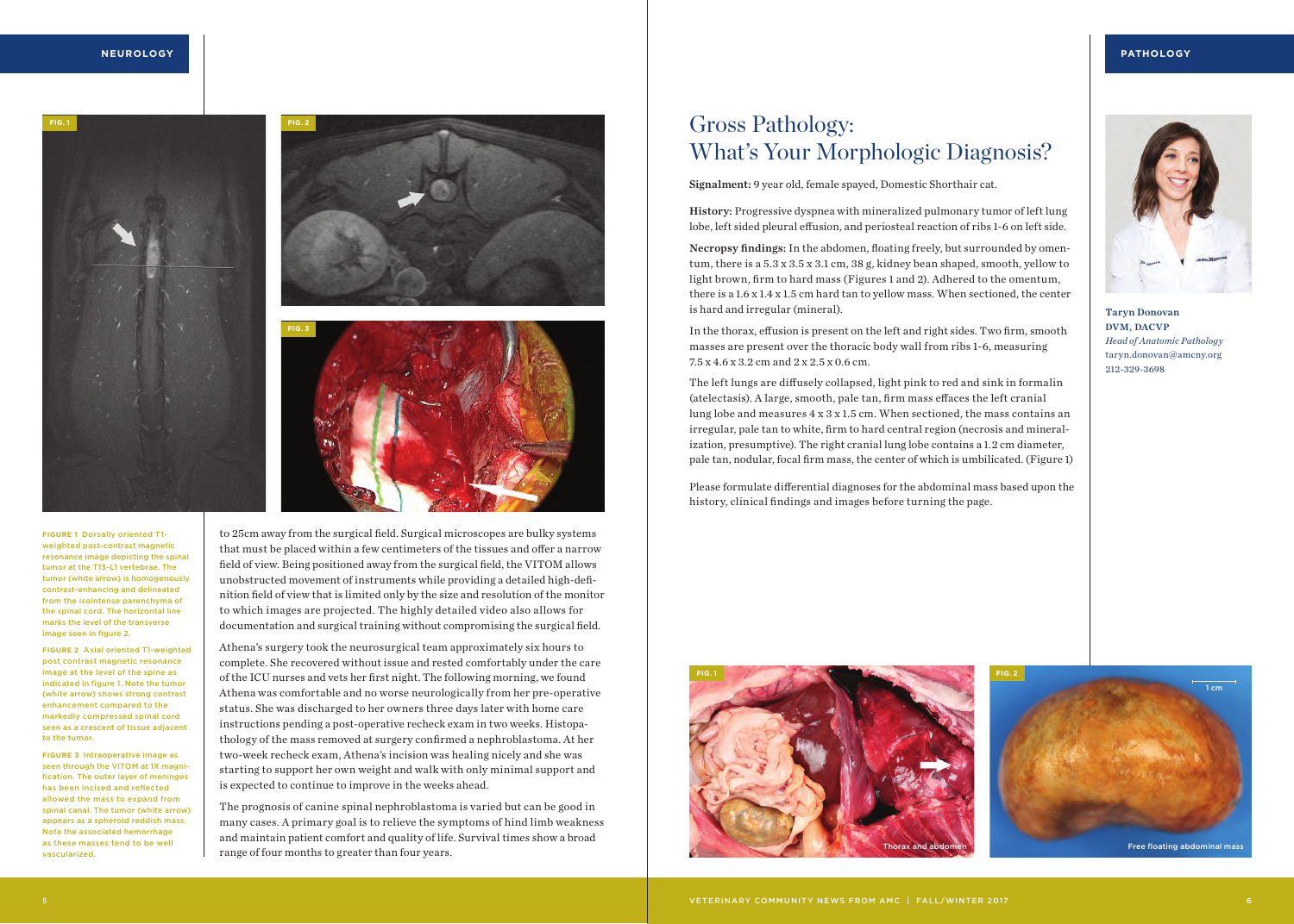FIGURE 1 Dorsally oriented T1-weighted post-contrast magnetic resonance image depicting the spinal tumor at the T13-L1 vertebrae. The tumor (white arrow) is homogenously contrast-enhancing and delineated from the isointense parenchyma of the spinal cord. The horizontal line marks the level of the transverse image seen in figure 2.

FIGURE 2 Axial oriented T1-weighted post contrast magnetic resonance image at the level of the spine as indicated in figure 1. Note the tumor (white arrow) shows strong contrast enhancement compared to the markedly compressed spinal cord seen as a crescent of tissue adjacent to the tumor.

FIGURE 3 Intraoperative image as seen through the VITOM at 1X magnification. The outer layer of meninges has been incised and reflected allowed the mass to expand from spinal canal. The tumor (white arrow) appears as a spheroid reddish mass. Note the associated hemorrhage as these masses tend to be well vascularized.

to 25cm away from the surgical field. Surgical microscopes are bulky systems that must be placed within a few centimeters of the tissues and offer a narrow field of view. Being positioned away from the surgical field, the VITOM allows unobstructed movement of instruments while providing a detailed high-definition field of view that is limited only by the size and resolution of the monitor to which images are projected. The highly detailed video also allows for documentation and surgical training without compromising the surgical field.

Athena's surgery took the neurosurgical team approximately six hours to complete. She recovered without issue and rested comfortably under the care of the ICU nurses and vets her first night. The following morning, we found Athena was comfortable and no worse neurologically from her pre-operative status. She was discharged to her owners three days later with home care instructions pending a post-operative recheck exam in two weeks. Histopathology of the mass removed at surgery confirmed a nephroblastoma. At her two-week recheck exam, Athena's incision was healing nicely and she was starting to support her own weight and walk with only minimal support and is expected to continue to improve in the weeks ahead.

The prognosis of canine spinal nephroblastoma is varied but can be good in many cases. A primary goal is to relieve the symptoms of hind limb weakness and maintain patient comfort and quality of life. Survival times show a broad range of four months to greater than four years.

# Gross Pathology: What's Your Morphologic Diagnosis?

Taryn Donovan
DVM, DACVP
*Head of Anatomic Pathology*
taryn.donovan@amcny.org
212-329-3698

**Signalment:** 9 year old, female spayed, Domestic Shorthair cat.

**History:** Progressive dyspnea with mineralized pulmonary tumor of left lung lobe, left sided pleural effusion, and periosteal reaction of ribs 1-6 on left side.

**Necropsy findings:** In the abdomen, floating freely, but surrounded by omentum, there is a 5.3 x 3.5 x 3.1 cm, 38 g, kidney bean shaped, smooth, yellow to light brown, firm to hard mass (Figures 1 and 2). Adhered to the omentum, there is a 1.6 x 1.4 x 1.5 cm hard tan to yellow mass. When sectioned, the center is hard and irregular (mineral).

In the thorax, effusion is present on the left and right sides. Two firm, smooth masses are present over the thoracic body wall from ribs 1-6, measuring 7.5 x 4.6 x 3.2 cm and 2 x 2.5 x 0.6 cm.

The left lungs are diffusely collapsed, light pink to red and sink in formalin (atelectasis). A large, smooth, pale tan, firm mass effaces the left cranial lung lobe and measures 4 x 3 x 1.5 cm. When sectioned, the mass contains an irregular, pale tan to white, firm to hard central region (necrosis and mineralization, presumptive). The right cranial lung lobe contains a 1.2 cm diameter, pale tan, nodular, focal firm mass, the center of which is umbilicated. (Figure 1)

Please formulate differential diagnoses for the abdominal mass based upon the history, clinical findings and images before turning the page.

FIG. 1 Thorax and abdomen

FIG. 2 Free floating abdominal mass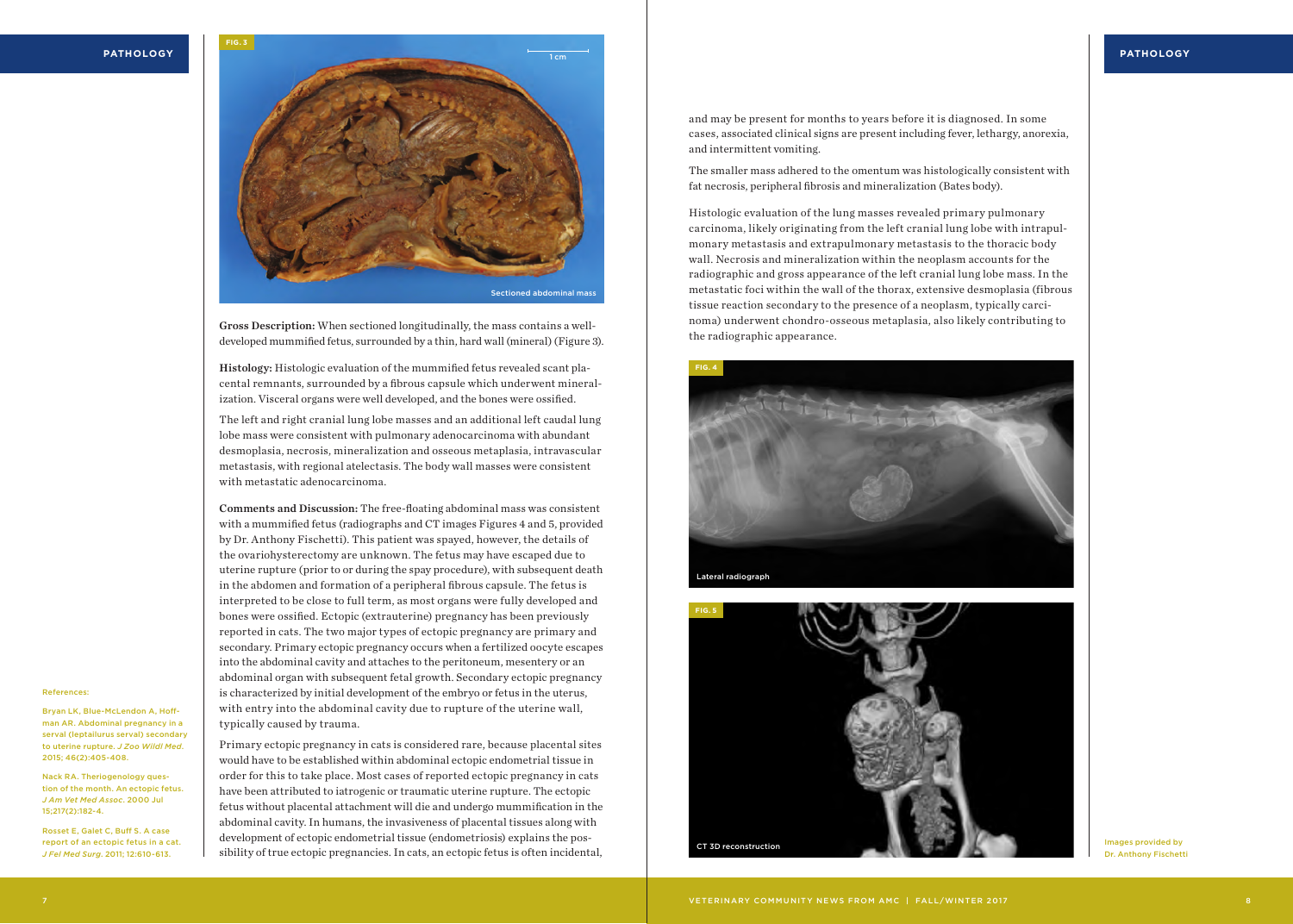FIG. 3

Sectioned abdominal mass

**Gross Description:** When sectioned longitudinally, the mass contains a well-developed mummified fetus, surrounded by a thin, hard wall (mineral) (Figure 3).

**Histology:** Histologic evaluation of the mummified fetus revealed scant placental remnants, surrounded by a fibrous capsule which underwent mineralization. Visceral organs were well developed, and the bones were ossified.

The left and right cranial lung lobe masses and an additional left caudal lung lobe mass were consistent with pulmonary adenocarcinoma with abundant desmoplasia, necrosis, mineralization and osseous metaplasia, intravascular metastasis, with regional atelectasis. The body wall masses were consistent with metastatic adenocarcinoma.

**Comments and Discussion:** The free-floating abdominal mass was consistent with a mummified fetus (radiographs and CT images Figures 4 and 5, provided by Dr. Anthony Fischetti). This patient was spayed, however, the details of the ovariohysterectomy are unknown. The fetus may have escaped due to uterine rupture (prior to or during the spay procedure), with subsequent death in the abdomen and formation of a peripheral fibrous capsule. The fetus is interpreted to be close to full term, as most organs were fully developed and bones were ossified. Ectopic (extrauterine) pregnancy has been previously reported in cats. The two major types of ectopic pregnancy are primary and secondary. Primary ectopic pregnancy occurs when a fertilized oocyte escapes into the abdominal cavity and attaches to the peritoneum, mesentery or an abdominal organ with subsequent fetal growth. Secondary ectopic pregnancy is characterized by initial development of the embryo or fetus in the uterus, with entry into the abdominal cavity due to rupture of the uterine wall, typically caused by trauma.

Primary ectopic pregnancy in cats is considered rare, because placental sites would have to be established within abdominal ectopic endometrial tissue in order for this to take place. Most cases of reported ectopic pregnancy in cats have been attributed to iatrogenic or traumatic uterine rupture. The ectopic fetus without placental attachment will die and undergo mummification in the abdominal cavity. In humans, the invasiveness of placental tissues along with development of ectopic endometrial tissue (endometriosis) explains the possibility of true ectopic pregnancies. In cats, an ectopic fetus is often incidental, and may be present for months to years before it is diagnosed. In some cases, associated clinical signs are present including fever, lethargy, anorexia, and intermittent vomiting.

The smaller mass adhered to the omentum was histologically consistent with fat necrosis, peripheral fibrosis and mineralization (Bates body).

Histologic evaluation of the lung masses revealed primary pulmonary carcinoma, likely originating from the left cranial lung lobe with intrapulmonary metastasis and extrapulmonary metastasis to the thoracic body wall. Necrosis and mineralization within the neoplasm accounts for the radiographic and gross appearance of the left cranial lung lobe mass. In the metastatic foci within the wall of the thorax, extensive desmoplasia (fibrous tissue reaction secondary to the presence of a neoplasm, typically carcinoma) underwent chondro-osseous metaplasia, also likely contributing to the radiographic appearance.

FIG. 4

Lateral radiograph

FIG. 5

CT 3D reconstruction

Images provided by Dr. Anthony Fischetti

References:

Bryan LK, Blue-McLendon A, Hoffman AR. Abdominal pregnancy in a serval (leptailurus serval) secondary to uterine rupture. *J Zoo Wildl Med.* 2015; 46(2):405-408.

Nack RA. Theriogenology question of the month. An ectopic fetus. *J Am Vet Med Assoc.* 2000 Jul 15;217(2):182-4.

Rosset E, Galet C, Buff S. A case report of an ectopic fetus in a cat. *J Fel Med Surg.* 2011; 12:610-613.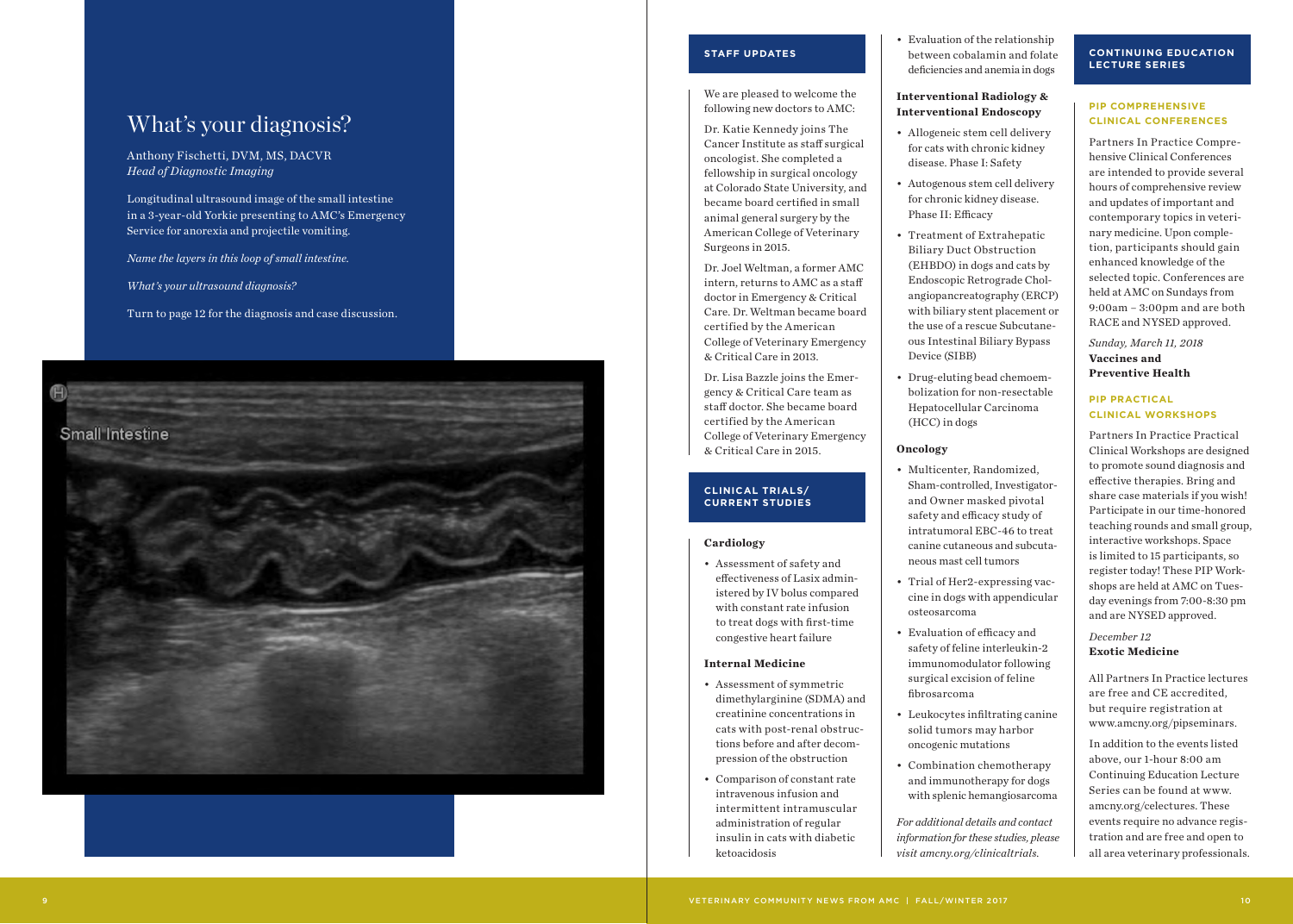# What's your diagnosis?

Anthony Fischetti, DVM, MS, DACVR
*Head of Diagnostic Imaging*

Longitudinal ultrasound image of the small intestine in a 3-year-old Yorkie presenting to AMC's Emergency Service for anorexia and projectile vomiting.

*Name the layers in this loop of small intestine.*

*What's your ultrasound diagnosis?*

Turn to page 12 for the diagnosis and case discussion.

## STAFF UPDATES

We are pleased to welcome the following new doctors to AMC:

Dr. Katie Kennedy joins The Cancer Institute as staff surgical oncologist. She completed a fellowship in surgical oncology at Colorado State University, and became board certified in small animal general surgery by the American College of Veterinary Surgeons in 2015.

Dr. Joel Weltman, a former AMC intern, returns to AMC as a staff doctor in Emergency & Critical Care. Dr. Weltman became board certified by the American College of Veterinary Emergency & Critical Care in 2013.

Dr. Lisa Bazzle joins the Emergency & Critical Care team as staff doctor. She became board certified by the American College of Veterinary Emergency & Critical Care in 2015.

## CLINICAL TRIALS/ CURRENT STUDIES

**Cardiology**

- Assessment of safety and effectiveness of Lasix administered by IV bolus compared with constant rate infusion to treat dogs with first-time congestive heart failure

**Internal Medicine**

- Assessment of symmetric dimethylarginine (SDMA) and creatinine concentrations in cats with post-renal obstructions before and after decompression of the obstruction
- Comparison of constant rate intravenous infusion and intermittent intramuscular administration of regular insulin in cats with diabetic ketoacidosis
- Evaluation of the relationship between cobalamin and folate deficiencies and anemia in dogs

**Interventional Radiology & Interventional Endoscopy**

- Allogeneic stem cell delivery for cats with chronic kidney disease. Phase I: Safety
- Autogenous stem cell delivery for chronic kidney disease. Phase II: Efficacy
- Treatment of Extrahepatic Biliary Duct Obstruction (EHBDO) in dogs and cats by Endoscopic Retrograde Cholangiopancreatography (ERCP) with biliary stent placement or the use of a rescue Subcutaneous Intestinal Biliary Bypass Device (SIBB)
- Drug-eluting bead chemoembolization for non-resectable Hepatocellular Carcinoma (HCC) in dogs

**Oncology**

- Multicenter, Randomized, Sham-controlled, Investigator- and Owner masked pivotal safety and efficacy study of intratumoral EBC-46 to treat canine cutaneous and subcutaneous mast cell tumors
- Trial of Her2-expressing vaccine in dogs with appendicular osteosarcoma
- Evaluation of efficacy and safety of feline interleukin-2 immunomodulator following surgical excision of feline fibrosarcoma
- Leukocytes infiltrating canine solid tumors may harbor oncogenic mutations
- Combination chemotherapy and immunotherapy for dogs with splenic hemangiosarcoma

*For additional details and contact information for these studies, please visit amcny.org/clinicaltrials.*

## CONTINUING EDUCATION LECTURE SERIES

### PIP COMPREHENSIVE CLINICAL CONFERENCES

Partners In Practice Comprehensive Clinical Conferences are intended to provide several hours of comprehensive review and updates of important and contemporary topics in veterinary medicine. Upon completion, participants should gain enhanced knowledge of the selected topic. Conferences are held at AMC on Sundays from 9:00am – 3:00pm and are both RACE and NYSED approved.

*Sunday, March 11, 2018*
**Vaccines and Preventive Health**

### PIP PRACTICAL CLINICAL WORKSHOPS

Partners In Practice Practical Clinical Workshops are designed to promote sound diagnosis and effective therapies. Bring and share case materials if you wish! Participate in our time-honored teaching rounds and small group, interactive workshops. Space is limited to 15 participants, so register today! These PIP Workshops are held at AMC on Tuesday evenings from 7:00-8:30 pm and are NYSED approved.

*December 12*
**Exotic Medicine**

All Partners In Practice lectures are free and CE accredited, but require registration at www.amcny.org/pipseminars.

In addition to the events listed above, our 1-hour 8:00 am Continuing Education Lecture Series can be found at www.amcny.org/celectures. These events require no advance registration and are free and open to all area veterinary professionals.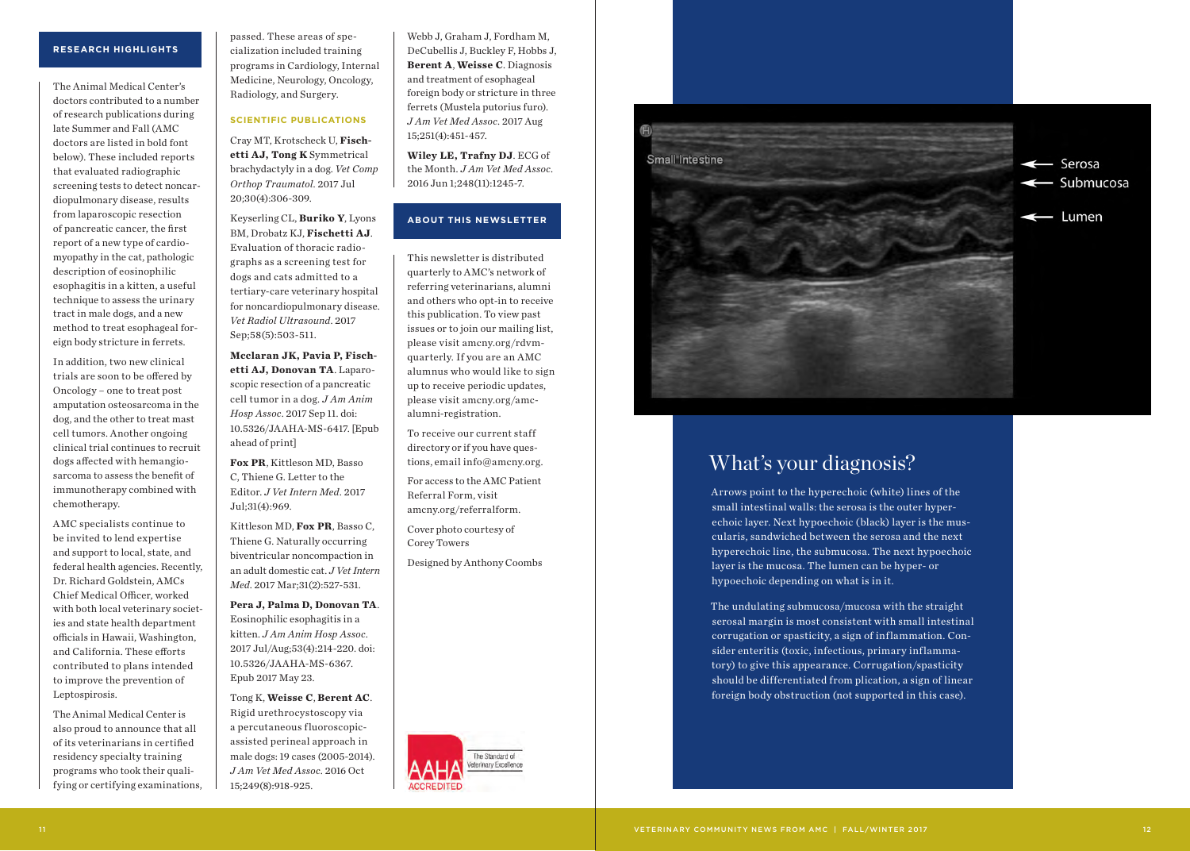## RESEARCH HIGHLIGHTS

The Animal Medical Center's doctors contributed to a number of research publications during late Summer and Fall (AMC doctors are listed in bold font below). These included reports that evaluated radiographic screening tests to detect noncardiopulmonary disease, results from laparoscopic resection of pancreatic cancer, the first report of a new type of cardiomyopathy in the cat, pathologic description of eosinophilic esophagitis in a kitten, a useful technique to assess the urinary tract in male dogs, and a new method to treat esophageal foreign body stricture in ferrets.

In addition, two new clinical trials are soon to be offered by Oncology – one to treat post amputation osteosarcoma in the dog, and the other to treat mast cell tumors. Another ongoing clinical trial continues to recruit dogs affected with hemangiosarcoma to assess the benefit of immunotherapy combined with chemotherapy.

AMC specialists continue to be invited to lend expertise and support to local, state, and federal health agencies. Recently, Dr. Richard Goldstein, AMCs Chief Medical Officer, worked with both local veterinary societies and state health department officials in Hawaii, Washington, and California. These efforts contributed to plans intended to improve the prevention of Leptospirosis.

The Animal Medical Center is also proud to announce that all of its veterinarians in certified residency specialty training programs who took their qualifying or certifying examinations, passed. These areas of specialization included training programs in Cardiology, Internal Medicine, Neurology, Oncology, Radiology, and Surgery.

## SCIENTIFIC PUBLICATIONS

Cray MT, Krotscheck U, **Fischetti AJ, Tong K** Symmetrical brachydactyly in a dog. *Vet Comp Orthop Traumatol*. 2017 Jul 20;30(4):306-309.

Keyserling CL, **Buriko Y**, Lyons BM, Drobatz KJ, **Fischetti AJ**. Evaluation of thoracic radiographs as a screening test for dogs and cats admitted to a tertiary-care veterinary hospital for noncardiopulmonary disease. *Vet Radiol Ultrasound*. 2017 Sep;58(5):503-511.

**Mcclaran JK, Pavia P, Fischetti AJ, Donovan TA**. Laparoscopic resection of a pancreatic cell tumor in a dog. *J Am Anim Hosp Assoc*. 2017 Sep 11. doi: 10.5326/JAAHA-MS-6417. [Epub ahead of print]

**Fox PR**, Kittleson MD, Basso C, Thiene G. Letter to the Editor. *J Vet Intern Med*. 2017 Jul;31(4):969.

Kittleson MD, **Fox PR**, Basso C, Thiene G. Naturally occurring biventricular noncompaction in an adult domestic cat. *J Vet Intern Med*. 2017 Mar;31(2):527-531.

**Pera J, Palma D, Donovan TA**. Eosinophilic esophagitis in a kitten. *J Am Anim Hosp Assoc*. 2017 Jul/Aug;53(4):214-220. doi: 10.5326/JAAHA-MS-6367. Epub 2017 May 23.

Tong K, **Weisse C**, **Berent AC**. Rigid urethrocystoscopy via a percutaneous fluoroscopic-assisted perineal approach in male dogs: 19 cases (2005-2014). *J Am Vet Med Assoc*. 2016 Oct 15;249(8):918-925.

Webb J, Graham J, Fordham M, DeCubellis J, Buckley F, Hobbs J, **Berent A**, **Weisse C**. Diagnosis and treatment of esophageal foreign body or stricture in three ferrets (Mustela putorius furo). *J Am Vet Med Assoc*. 2017 Aug 15;251(4):451-457.

**Wiley LE, Trafny DJ**. ECG of the Month. *J Am Vet Med Assoc*. 2016 Jun 1;248(11):1245-7.

## ABOUT THIS NEWSLETTER

This newsletter is distributed quarterly to AMC's network of referring veterinarians, alumni and others who opt-in to receive this publication. To view past issues or to join our mailing list, please visit amcny.org/rdvm-quarterly. If you are an AMC alumnus who would like to sign up to receive periodic updates, please visit amcny.org/amc-alumni-registration.

To receive our current staff directory or if you have questions, email info@amcny.org.

For access to the AMC Patient Referral Form, visit amcny.org/referralform.

Cover photo courtesy of Corey Towers

Designed by Anthony Coombs

# What's your diagnosis?

Arrows point to the hyperechoic (white) lines of the small intestinal walls: the serosa is the outer hyperechoic layer. Next hypoechoic (black) layer is the muscularis, sandwiched between the serosa and the next hyperechoic line, the submucosa. The next hypoechoic layer is the mucosa. The lumen can be hyper- or hypoechoic depending on what is in it.

The undulating submucosa/mucosa with the straight serosal margin is most consistent with small intestinal corrugation or spasticity, a sign of inflammation. Consider enteritis (toxic, infectious, primary inflammatory) to give this appearance. Corrugation/spasticity should be differentiated from plication, a sign of linear foreign body obstruction (not supported in this case).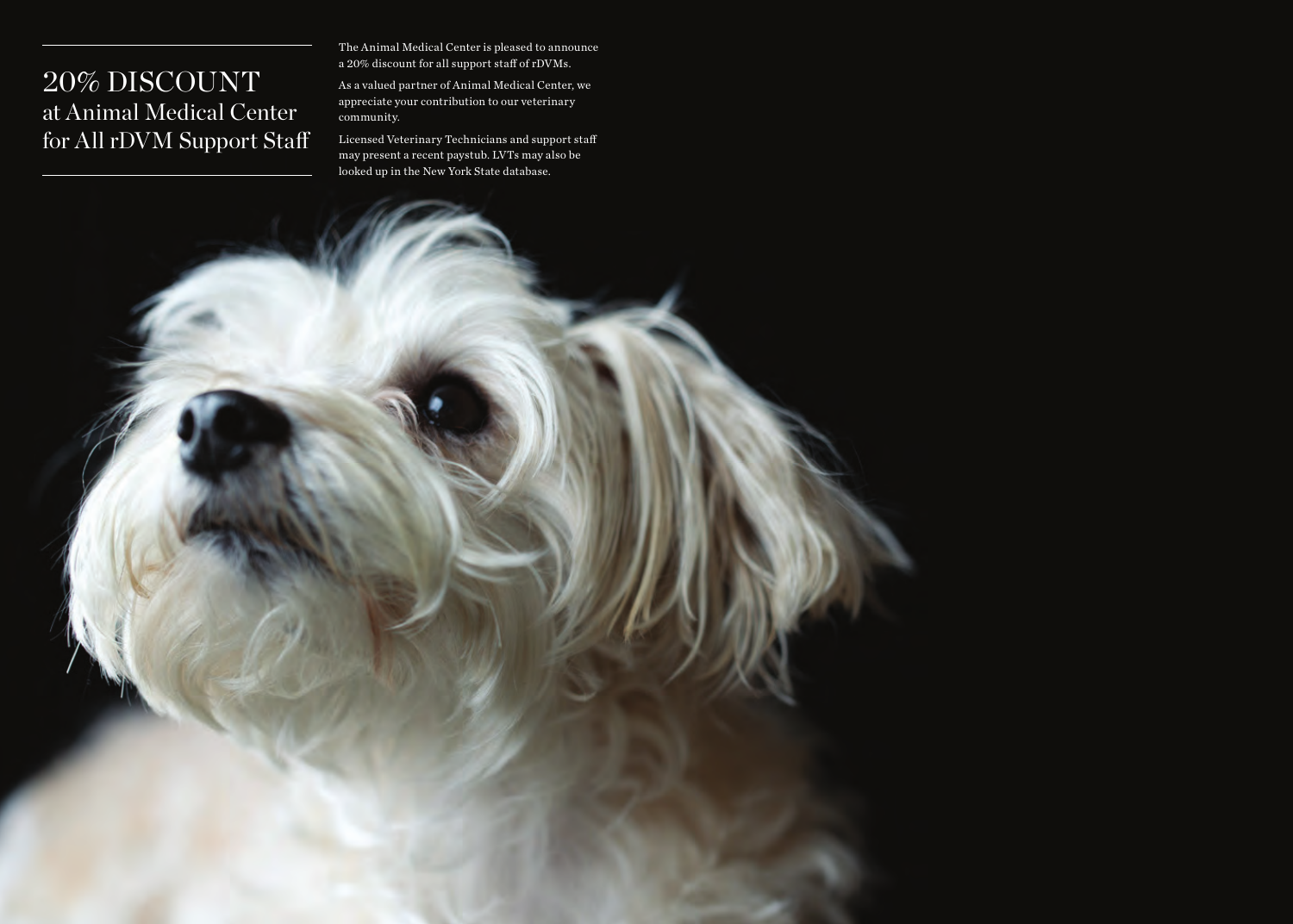# 20% DISCOUNT
## at Animal Medical Center for All rDVM Support Staff

The Animal Medical Center is pleased to announce a 20% discount for all support staff of rDVMs.

As a valued partner of Animal Medical Center, we appreciate your contribution to our veterinary community.

Licensed Veterinary Technicians and support staff may present a recent paystub. LVTs may also be looked up in the New York State database.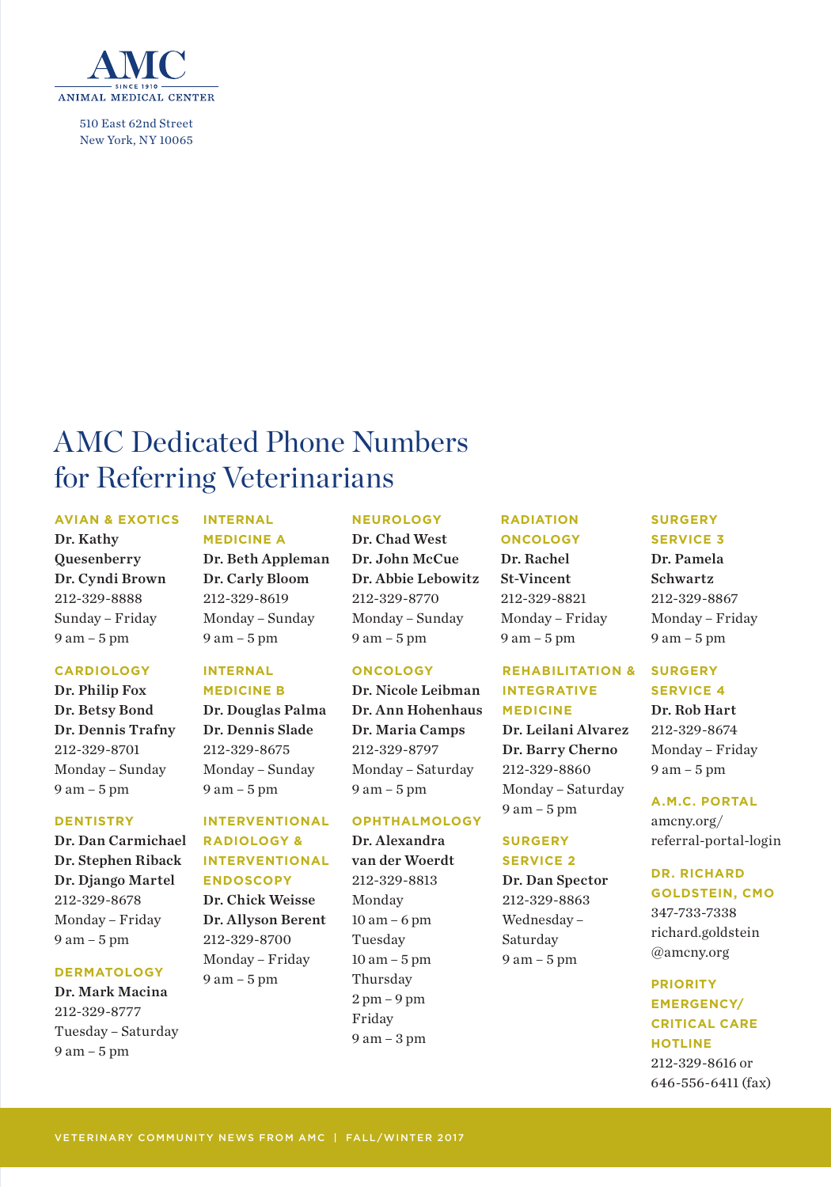AMC
SINCE 1910
ANIMAL MEDICAL CENTER

510 East 62nd Street
New York, NY 10065

# AMC Dedicated Phone Numbers for Referring Veterinarians

### AVIAN & EXOTICS
**Dr. Kathy Quesenberry**
**Dr. Cyndi Brown**
212-329-8888
Sunday – Friday
9 am – 5 pm

### CARDIOLOGY
**Dr. Philip Fox**
**Dr. Betsy Bond**
**Dr. Dennis Trafny**
212-329-8701
Monday – Sunday
9 am – 5 pm

### DENTISTRY
**Dr. Dan Carmichael**
**Dr. Stephen Riback**
**Dr. Django Martel**
212-329-8678
Monday – Friday
9 am – 5 pm

### DERMATOLOGY
**Dr. Mark Macina**
212-329-8777
Tuesday – Saturday
9 am – 5 pm

### INTERNAL MEDICINE A
**Dr. Beth Appleman**
**Dr. Carly Bloom**
212-329-8619
Monday – Sunday
9 am – 5 pm

### INTERNAL MEDICINE B
**Dr. Douglas Palma**
**Dr. Dennis Slade**
212-329-8675
Monday – Sunday
9 am – 5 pm

### INTERVENTIONAL RADIOLOGY & INTERVENTIONAL ENDOSCOPY
**Dr. Chick Weisse**
**Dr. Allyson Berent**
212-329-8700
Monday – Friday
9 am – 5 pm

### NEUROLOGY
**Dr. Chad West**
**Dr. John McCue**
**Dr. Abbie Lebowitz**
212-329-8770
Monday – Sunday
9 am – 5 pm

### ONCOLOGY
**Dr. Nicole Leibman**
**Dr. Ann Hohenhaus**
**Dr. Maria Camps**
212-329-8797
Monday – Saturday
9 am – 5 pm

### OPHTHALMOLOGY
**Dr. Alexandra van der Woerdt**
212-329-8813
Monday
10 am – 6 pm
Tuesday
10 am – 5 pm
Thursday
2 pm – 9 pm
Friday
9 am – 3 pm

### RADIATION ONCOLOGY
**Dr. Rachel St-Vincent**
212-329-8821
Monday – Friday
9 am – 5 pm

### REHABILITATION & INTEGRATIVE MEDICINE
**Dr. Leilani Alvarez**
**Dr. Barry Cherno**
212-329-8860
Monday – Saturday
9 am – 5 pm

### SURGERY SERVICE 2
**Dr. Dan Spector**
212-329-8863
Wednesday – Saturday
9 am – 5 pm

### SURGERY SERVICE 3
**Dr. Pamela Schwartz**
212-329-8867
Monday – Friday
9 am – 5 pm

### SURGERY SERVICE 4
**Dr. Rob Hart**
212-329-8674
Monday – Friday
9 am – 5 pm

### A.M.C. PORTAL
amcny.org/referral-portal-login

### DR. RICHARD GOLDSTEIN, CMO
347-733-7338
richard.goldstein@amcny.org

### PRIORITY EMERGENCY/CRITICAL CARE HOTLINE
212-329-8616 or
646-556-6411 (fax)